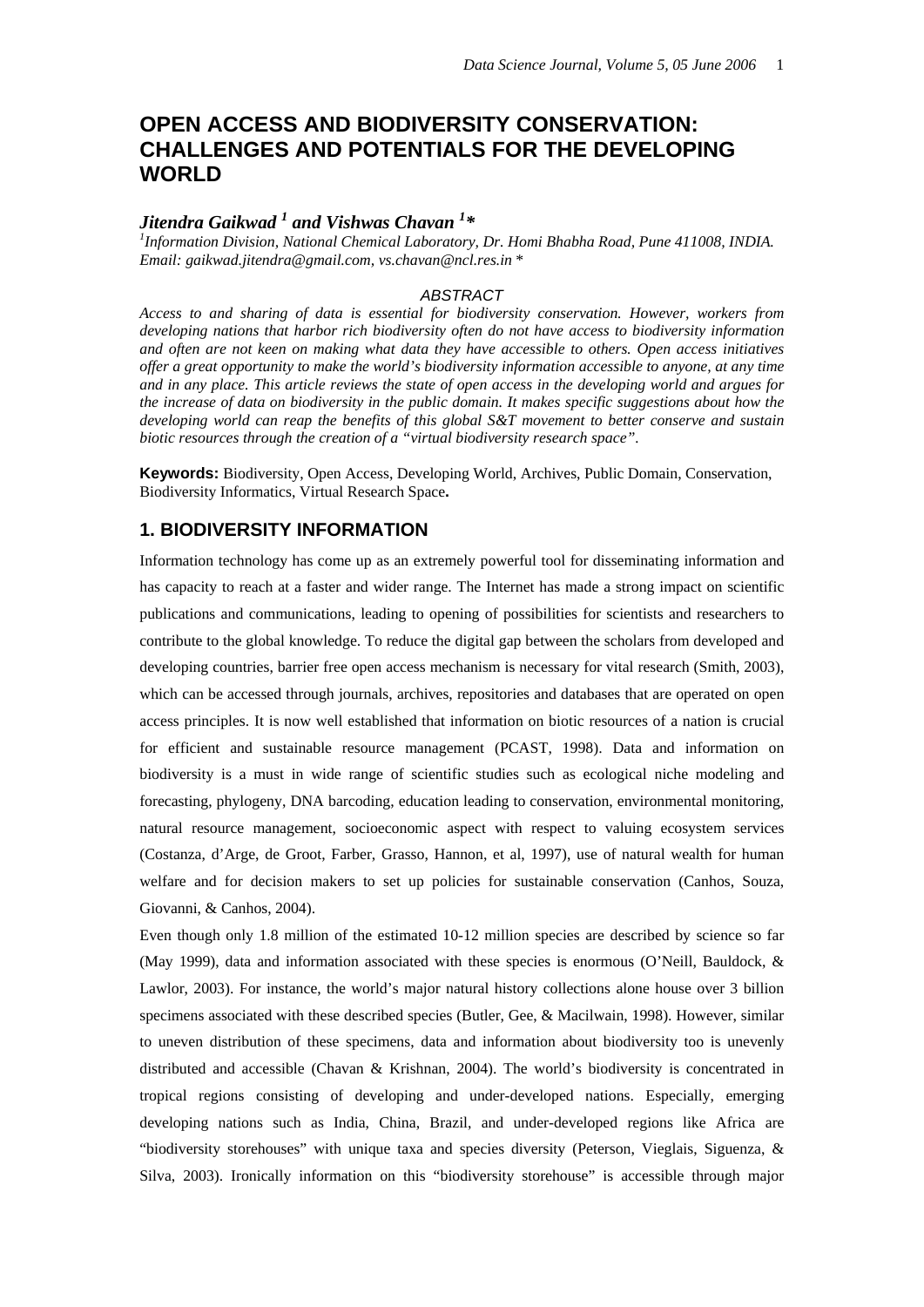# OPEN ACCESS AND BIODIVERSITY CONSERVATION: CHALLENGES AND POTENTIALS FOR THE DEVELOPING WORLD

***Jitendra Gaikwad [1] and Vishwas Chavan [1]****

*[1]Information Division, National Chemical Laboratory, Dr. Homi Bhabha Road, Pune 411008, INDIA. Email: gaikwad.jitendra@gmail.com, vs.chavan@ncl.res.in* *

### *ABSTRACT*

*Access to and sharing of data is essential for biodiversity conservation. However, workers from developing nations that harbor rich biodiversity often do not have access to biodiversity information and often are not keen on making what data they have accessible to others. Open access initiatives offer a great opportunity to make the world's biodiversity information accessible to anyone, at any time and in any place. This article reviews the state of open access in the developing world and argues for the increase of data on biodiversity in the public domain. It makes specific suggestions about how the developing world can reap the benefits of this global S&T movement to better conserve and sustain biotic resources through the creation of a "virtual biodiversity research space".*

**Keywords:** Biodiversity, Open Access, Developing World, Archives, Public Domain, Conservation, Biodiversity Informatics, Virtual Research Space**.**

## 1. BIODIVERSITY INFORMATION

Information technology has come up as an extremely powerful tool for disseminating information and has capacity to reach at a faster and wider range. The Internet has made a strong impact on scientific publications and communications, leading to opening of possibilities for scientists and researchers to contribute to the global knowledge. To reduce the digital gap between the scholars from developed and developing countries, barrier free open access mechanism is necessary for vital research (Smith, 2003), which can be accessed through journals, archives, repositories and databases that are operated on open access principles. It is now well established that information on biotic resources of a nation is crucial for efficient and sustainable resource management (PCAST, 1998). Data and information on biodiversity is a must in wide range of scientific studies such as ecological niche modeling and forecasting, phylogeny, DNA barcoding, education leading to conservation, environmental monitoring, natural resource management, socioeconomic aspect with respect to valuing ecosystem services (Costanza, d'Arge, de Groot, Farber, Grasso, Hannon, et al, 1997), use of natural wealth for human welfare and for decision makers to set up policies for sustainable conservation (Canhos, Souza, Giovanni, & Canhos, 2004).

Even though only 1.8 million of the estimated 10-12 million species are described by science so far (May 1999), data and information associated with these species is enormous (O'Neill, Bauldock, & Lawlor, 2003). For instance, the world's major natural history collections alone house over 3 billion specimens associated with these described species (Butler, Gee, & Macilwain, 1998). However, similar to uneven distribution of these specimens, data and information about biodiversity too is unevenly distributed and accessible (Chavan & Krishnan, 2004). The world's biodiversity is concentrated in tropical regions consisting of developing and under-developed nations. Especially, emerging developing nations such as India, China, Brazil, and under-developed regions like Africa are "biodiversity storehouses" with unique taxa and species diversity (Peterson, Vieglais, Siguenza, & Silva, 2003). Ironically information on this "biodiversity storehouse" is accessible through major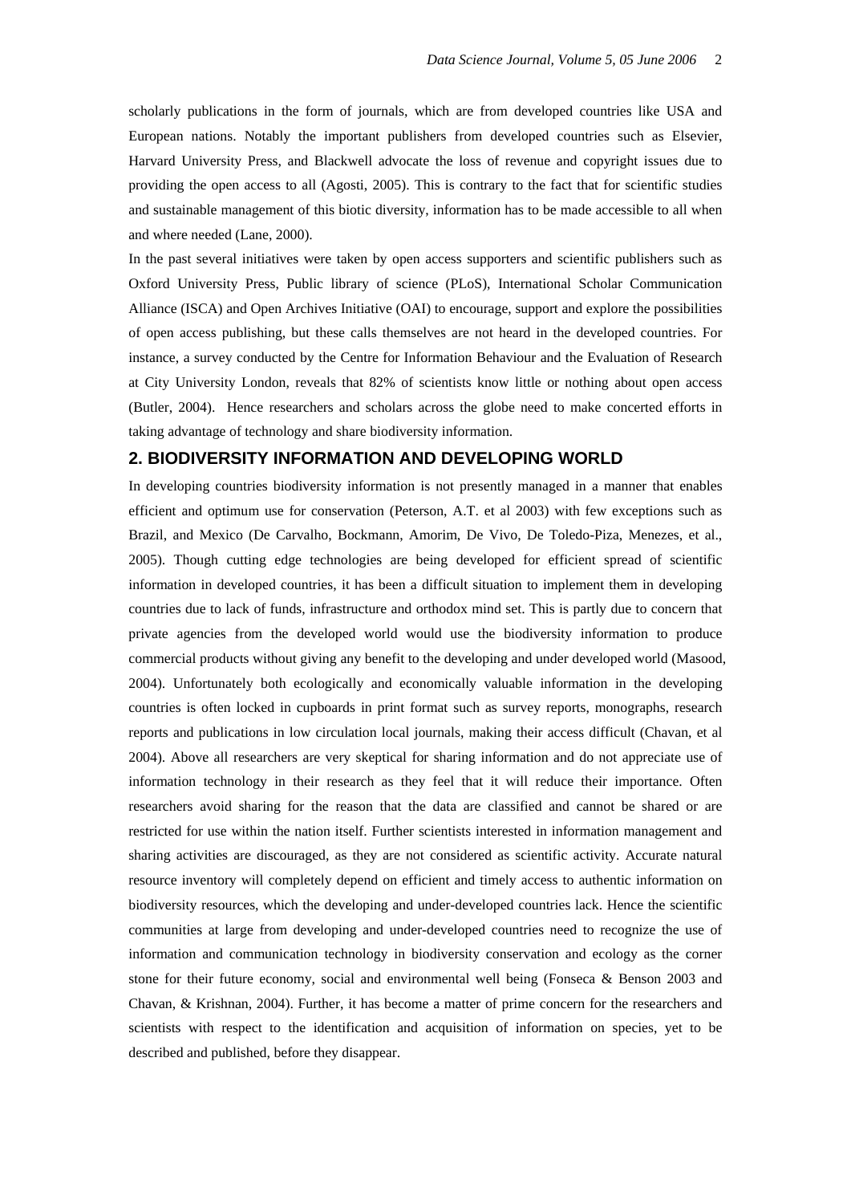scholarly publications in the form of journals, which are from developed countries like USA and European nations. Notably the important publishers from developed countries such as Elsevier, Harvard University Press, and Blackwell advocate the loss of revenue and copyright issues due to providing the open access to all (Agosti, 2005). This is contrary to the fact that for scientific studies and sustainable management of this biotic diversity, information has to be made accessible to all when and where needed (Lane, 2000).

In the past several initiatives were taken by open access supporters and scientific publishers such as Oxford University Press, Public library of science (PLoS), International Scholar Communication Alliance (ISCA) and Open Archives Initiative (OAI) to encourage, support and explore the possibilities of open access publishing, but these calls themselves are not heard in the developed countries. For instance, a survey conducted by the Centre for Information Behaviour and the Evaluation of Research at City University London, reveals that 82% of scientists know little or nothing about open access (Butler, 2004). Hence researchers and scholars across the globe need to make concerted efforts in taking advantage of technology and share biodiversity information.

## 2. BIODIVERSITY INFORMATION AND DEVELOPING WORLD

In developing countries biodiversity information is not presently managed in a manner that enables efficient and optimum use for conservation (Peterson, A.T. et al 2003) with few exceptions such as Brazil, and Mexico (De Carvalho, Bockmann, Amorim, De Vivo, De Toledo-Piza, Menezes, et al., 2005). Though cutting edge technologies are being developed for efficient spread of scientific information in developed countries, it has been a difficult situation to implement them in developing countries due to lack of funds, infrastructure and orthodox mind set. This is partly due to concern that private agencies from the developed world would use the biodiversity information to produce commercial products without giving any benefit to the developing and under developed world (Masood, 2004). Unfortunately both ecologically and economically valuable information in the developing countries is often locked in cupboards in print format such as survey reports, monographs, research reports and publications in low circulation local journals, making their access difficult (Chavan, et al 2004). Above all researchers are very skeptical for sharing information and do not appreciate use of information technology in their research as they feel that it will reduce their importance. Often researchers avoid sharing for the reason that the data are classified and cannot be shared or are restricted for use within the nation itself. Further scientists interested in information management and sharing activities are discouraged, as they are not considered as scientific activity. Accurate natural resource inventory will completely depend on efficient and timely access to authentic information on biodiversity resources, which the developing and under-developed countries lack. Hence the scientific communities at large from developing and under-developed countries need to recognize the use of information and communication technology in biodiversity conservation and ecology as the corner stone for their future economy, social and environmental well being (Fonseca & Benson 2003 and Chavan, & Krishnan, 2004). Further, it has become a matter of prime concern for the researchers and scientists with respect to the identification and acquisition of information on species, yet to be described and published, before they disappear.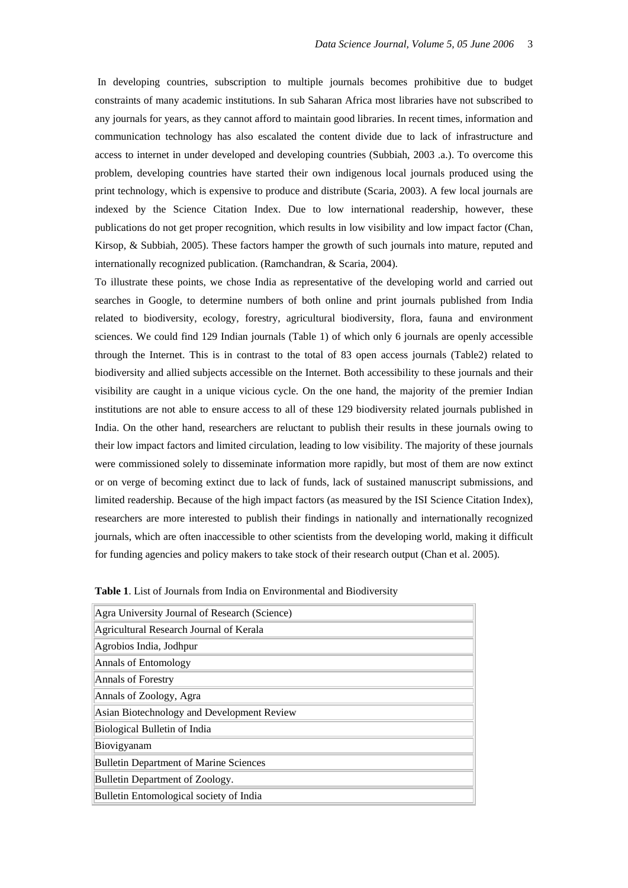In developing countries, subscription to multiple journals becomes prohibitive due to budget constraints of many academic institutions. In sub Saharan Africa most libraries have not subscribed to any journals for years, as they cannot afford to maintain good libraries. In recent times, information and communication technology has also escalated the content divide due to lack of infrastructure and access to internet in under developed and developing countries (Subbiah, 2003 .a.). To overcome this problem, developing countries have started their own indigenous local journals produced using the print technology, which is expensive to produce and distribute (Scaria, 2003). A few local journals are indexed by the Science Citation Index. Due to low international readership, however, these publications do not get proper recognition, which results in low visibility and low impact factor (Chan, Kirsop, & Subbiah, 2005). These factors hamper the growth of such journals into mature, reputed and internationally recognized publication. (Ramchandran, & Scaria, 2004).

To illustrate these points, we chose India as representative of the developing world and carried out searches in Google, to determine numbers of both online and print journals published from India related to biodiversity, ecology, forestry, agricultural biodiversity, flora, fauna and environment sciences. We could find 129 Indian journals (Table 1) of which only 6 journals are openly accessible through the Internet. This is in contrast to the total of 83 open access journals (Table2) related to biodiversity and allied subjects accessible on the Internet. Both accessibility to these journals and their visibility are caught in a unique vicious cycle. On the one hand, the majority of the premier Indian institutions are not able to ensure access to all of these 129 biodiversity related journals published in India. On the other hand, researchers are reluctant to publish their results in these journals owing to their low impact factors and limited circulation, leading to low visibility. The majority of these journals were commissioned solely to disseminate information more rapidly, but most of them are now extinct or on verge of becoming extinct due to lack of funds, lack of sustained manuscript submissions, and limited readership. Because of the high impact factors (as measured by the ISI Science Citation Index), researchers are more interested to publish their findings in nationally and internationally recognized journals, which are often inaccessible to other scientists from the developing world, making it difficult for funding agencies and policy makers to take stock of their research output (Chan et al. 2005).

**Table 1**. List of Journals from India on Environmental and Biodiversity

| |
|---|
| Agra University Journal of Research (Science) |
| Agricultural Research Journal of Kerala |
| Agrobios India, Jodhpur |
| Annals of Entomology |
| Annals of Forestry |
| Annals of Zoology, Agra |
| Asian Biotechnology and Development Review |
| Biological Bulletin of India |
| Biovigyanam |
| Bulletin Department of Marine Sciences |
| Bulletin Department of Zoology. |
| Bulletin Entomological society of India |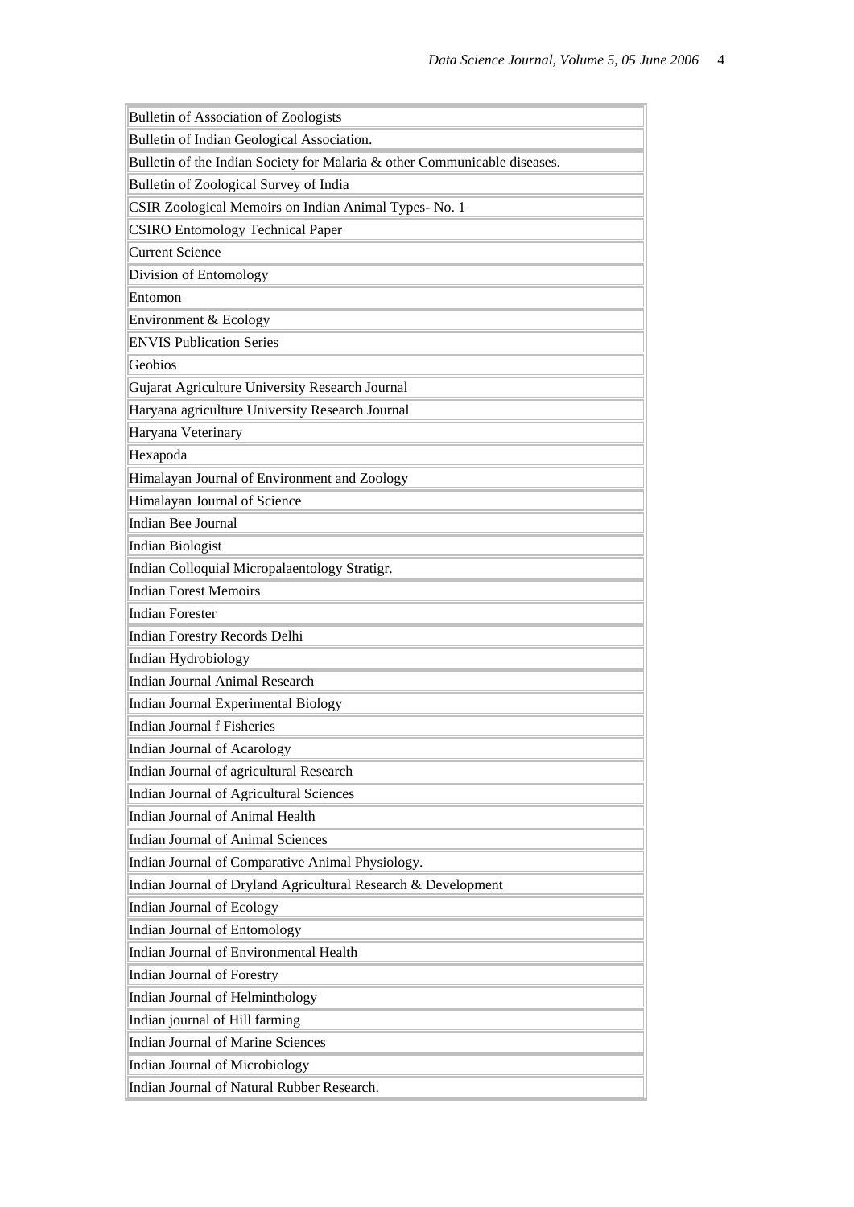| |
|---|
| Bulletin of Association of Zoologists |
| Bulletin of Indian Geological Association. |
| Bulletin of the Indian Society for Malaria & other Communicable diseases. |
| Bulletin of Zoological Survey of India |
| CSIR Zoological Memoirs on Indian Animal Types- No. 1 |
| CSIRO Entomology Technical Paper |
| Current Science |
| Division of Entomology |
| Entomon |
| Environment & Ecology |
| ENVIS Publication Series |
| Geobios |
| Gujarat Agriculture University Research Journal |
| Haryana agriculture University Research Journal |
| Haryana Veterinary |
| Hexapoda |
| Himalayan Journal of Environment and Zoology |
| Himalayan Journal of Science |
| Indian Bee Journal |
| Indian Biologist |
| Indian Colloquial Micropalaentology Stratigr. |
| Indian Forest Memoirs |
| Indian Forester |
| Indian Forestry Records Delhi |
| Indian Hydrobiology |
| Indian Journal Animal Research |
| Indian Journal Experimental Biology |
| Indian Journal f Fisheries |
| Indian Journal of Acarology |
| Indian Journal of agricultural Research |
| Indian Journal of Agricultural Sciences |
| Indian Journal of Animal Health |
| Indian Journal of Animal Sciences |
| Indian Journal of Comparative Animal Physiology. |
| Indian Journal of Dryland Agricultural Research & Development |
| Indian Journal of Ecology |
| Indian Journal of Entomology |
| Indian Journal of Environmental Health |
| Indian Journal of Forestry |
| Indian Journal of Helminthology |
| Indian journal of Hill farming |
| Indian Journal of Marine Sciences |
| Indian Journal of Microbiology |
| Indian Journal of Natural Rubber Research. |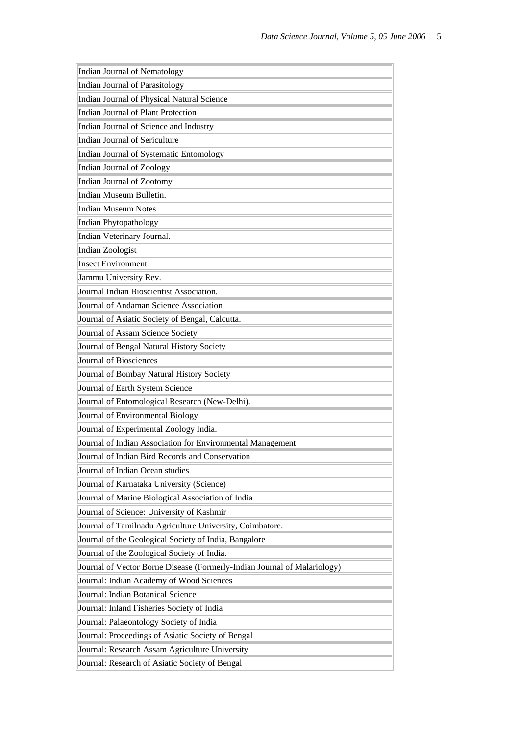| |
|---|
| Indian Journal of Nematology |
| Indian Journal of Parasitology |
| Indian Journal of Physical Natural Science |
| Indian Journal of Plant Protection |
| Indian Journal of Science and Industry |
| Indian Journal of Sericulture |
| Indian Journal of Systematic Entomology |
| Indian Journal of Zoology |
| Indian Journal of Zootomy |
| Indian Museum Bulletin. |
| Indian Museum Notes |
| Indian Phytopathology |
| Indian Veterinary Journal. |
| Indian Zoologist |
| Insect Environment |
| Jammu University Rev. |
| Journal Indian Bioscientist Association. |
| Journal of Andaman Science Association |
| Journal of Asiatic Society of Bengal, Calcutta. |
| Journal of Assam Science Society |
| Journal of Bengal Natural History Society |
| Journal of Biosciences |
| Journal of Bombay Natural History Society |
| Journal of Earth System Science |
| Journal of Entomological Research (New-Delhi). |
| Journal of Environmental Biology |
| Journal of Experimental Zoology India. |
| Journal of Indian Association for Environmental Management |
| Journal of Indian Bird Records and Conservation |
| Journal of Indian Ocean studies |
| Journal of Karnataka University (Science) |
| Journal of Marine Biological Association of India |
| Journal of Science: University of Kashmir |
| Journal of Tamilnadu Agriculture University, Coimbatore. |
| Journal of the Geological Society of India, Bangalore |
| Journal of the Zoological Society of India. |
| Journal of Vector Borne Disease (Formerly-Indian Journal of Malariology) |
| Journal: Indian Academy of Wood Sciences |
| Journal: Indian Botanical Science |
| Journal: Inland Fisheries Society of India |
| Journal: Palaeontology Society of India |
| Journal: Proceedings of Asiatic Society of Bengal |
| Journal: Research Assam Agriculture University |
| Journal: Research of Asiatic Society of Bengal |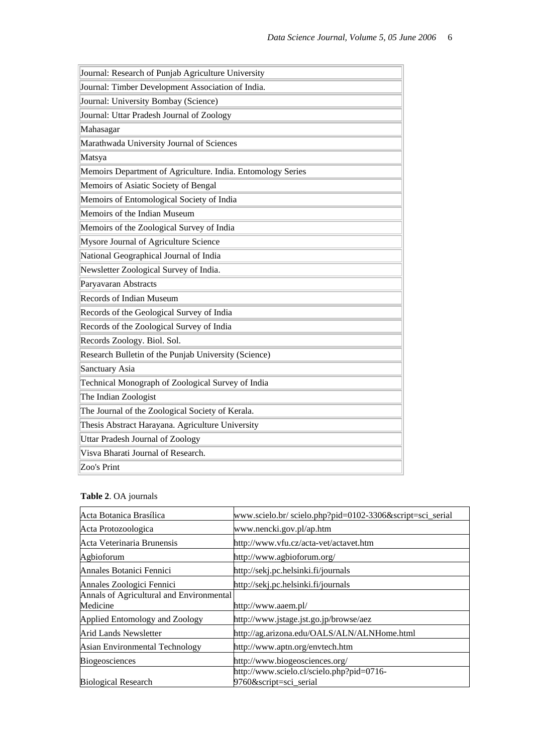| |
|---|
| Journal: Research of Punjab Agriculture University |
| Journal: Timber Development Association of India. |
| Journal: University Bombay (Science) |
| Journal: Uttar Pradesh Journal of Zoology |
| Mahasagar |
| Marathwada University Journal of Sciences |
| Matsya |
| Memoirs Department of Agriculture. India. Entomology Series |
| Memoirs of Asiatic Society of Bengal |
| Memoirs of Entomological Society of India |
| Memoirs of the Indian Museum |
| Memoirs of the Zoological Survey of India |
| Mysore Journal of Agriculture Science |
| National Geographical Journal of India |
| Newsletter Zoological Survey of India. |
| Paryavaran Abstracts |
| Records of Indian Museum |
| Records of the Geological Survey of India |
| Records of the Zoological Survey of India |
| Records Zoology. Biol. Sol. |
| Research Bulletin of the Punjab University (Science) |
| Sanctuary Asia |
| Technical Monograph of Zoological Survey of India |
| The Indian Zoologist |
| The Journal of the Zoological Society of Kerala. |
| Thesis Abstract Harayana. Agriculture University |
| Uttar Pradesh Journal of Zoology |
| Visva Bharati Journal of Research. |
| Zoo's Print |

**Table 2**. OA journals

| | |
|---|---|
| Acta Botanica Brasílica | www.scielo.br/ scielo.php?pid=0102-3306&script=sci_serial |
| Acta Protozoologica | www.nencki.gov.pl/ap.htm |
| Acta Veterinaria Brunensis | http://www.vfu.cz/acta-vet/actavet.htm |
| Agbioforum | http://www.agbioforum.org/ |
| Annales Botanici Fennici | http://sekj.pc.helsinki.fi/journals |
| Annales Zoologici Fennici | http://sekj.pc.helsinki.fi/journals |
| Annals of Agricultural and Environmental Medicine | http://www.aaem.pl/ |
| Applied Entomology and Zoology | http://www.jstage.jst.go.jp/browse/aez |
| Arid Lands Newsletter | http://ag.arizona.edu/OALS/ALN/ALNHome.html |
| Asian Environmental Technology | http://www.aptn.org/envtech.htm |
| Biogeosciences | http://www.biogeosciences.org/ |
| Biological Research | http://www.scielo.cl/scielo.php?pid=0716-9760&script=sci_serial |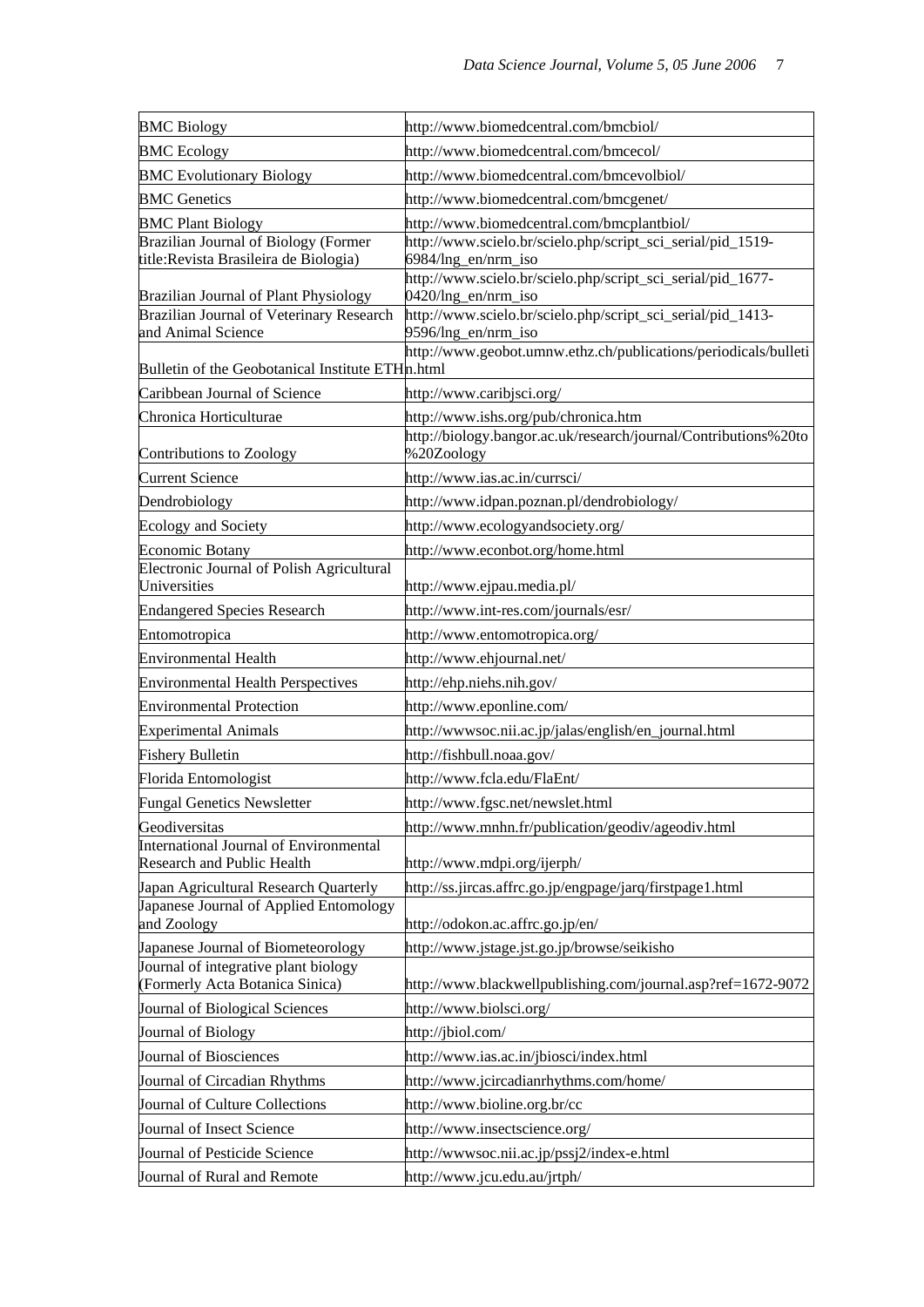| | |
|---|---|
| BMC Biology | http://www.biomedcentral.com/bmcbiol/ |
| BMC Ecology | http://www.biomedcentral.com/bmcecol/ |
| BMC Evolutionary Biology | http://www.biomedcentral.com/bmcevolbiol/ |
| BMC Genetics | http://www.biomedcentral.com/bmcgenet/ |
| BMC Plant Biology | http://www.biomedcentral.com/bmcplantbiol/ |
| Brazilian Journal of Biology (Former title:Revista Brasileira de Biologia) | http://www.scielo.br/scielo.php/script_sci_serial/pid_1519-6984/lng_en/nrm_iso |
| Brazilian Journal of Plant Physiology | http://www.scielo.br/scielo.php/script_sci_serial/pid_1677-0420/lng_en/nrm_iso |
| Brazilian Journal of Veterinary Research and Animal Science | http://www.scielo.br/scielo.php/script_sci_serial/pid_1413-9596/lng_en/nrm_iso |
| Bulletin of the Geobotanical Institute ETH | http://www.geobot.umnw.ethz.ch/publications/periodicals/bulletin.html |
| Caribbean Journal of Science | http://www.caribjsci.org/ |
| Chronica Horticulturae | http://www.ishs.org/pub/chronica.htm |
| Contributions to Zoology | http://biology.bangor.ac.uk/research/journal/Contributions%20to%20Zoology |
| Current Science | http://www.ias.ac.in/currsci/ |
| Dendrobiology | http://www.idpan.poznan.pl/dendrobiology/ |
| Ecology and Society | http://www.ecologyandsociety.org/ |
| Economic Botany | http://www.econbot.org/home.html |
| Electronic Journal of Polish Agricultural Universities | http://www.ejpau.media.pl/ |
| Endangered Species Research | http://www.int-res.com/journals/esr/ |
| Entomotropica | http://www.entomotropica.org/ |
| Environmental Health | http://www.ehjournal.net/ |
| Environmental Health Perspectives | http://ehp.niehs.nih.gov/ |
| Environmental Protection | http://www.eponline.com/ |
| Experimental Animals | http://wwwsoc.nii.ac.jp/jalas/english/en_journal.html |
| Fishery Bulletin | http://fishbull.noaa.gov/ |
| Florida Entomologist | http://www.fcla.edu/FlaEnt/ |
| Fungal Genetics Newsletter | http://www.fgsc.net/newslet.html |
| Geodiversitas | http://www.mnhn.fr/publication/geodiv/ageodiv.html |
| International Journal of Environmental Research and Public Health | http://www.mdpi.org/ijerph/ |
| Japan Agricultural Research Quarterly | http://ss.jircas.affrc.go.jp/engpage/jarq/firstpage1.html |
| Japanese Journal of Applied Entomology and Zoology | http://odokon.ac.affrc.go.jp/en/ |
| Japanese Journal of Biometeorology | http://www.jstage.jst.go.jp/browse/seikisho |
| Journal of integrative plant biology (Formerly Acta Botanica Sinica) | http://www.blackwellpublishing.com/journal.asp?ref=1672-9072 |
| Journal of Biological Sciences | http://www.biolsci.org/ |
| Journal of Biology | http://jbiol.com/ |
| Journal of Biosciences | http://www.ias.ac.in/jbiosci/index.html |
| Journal of Circadian Rhythms | http://www.jcircadianrhythms.com/home/ |
| Journal of Culture Collections | http://www.bioline.org.br/cc |
| Journal of Insect Science | http://www.insectscience.org/ |
| Journal of Pesticide Science | http://wwwsoc.nii.ac.jp/pssj2/index-e.html |
| Journal of Rural and Remote | http://www.jcu.edu.au/jrtph/ |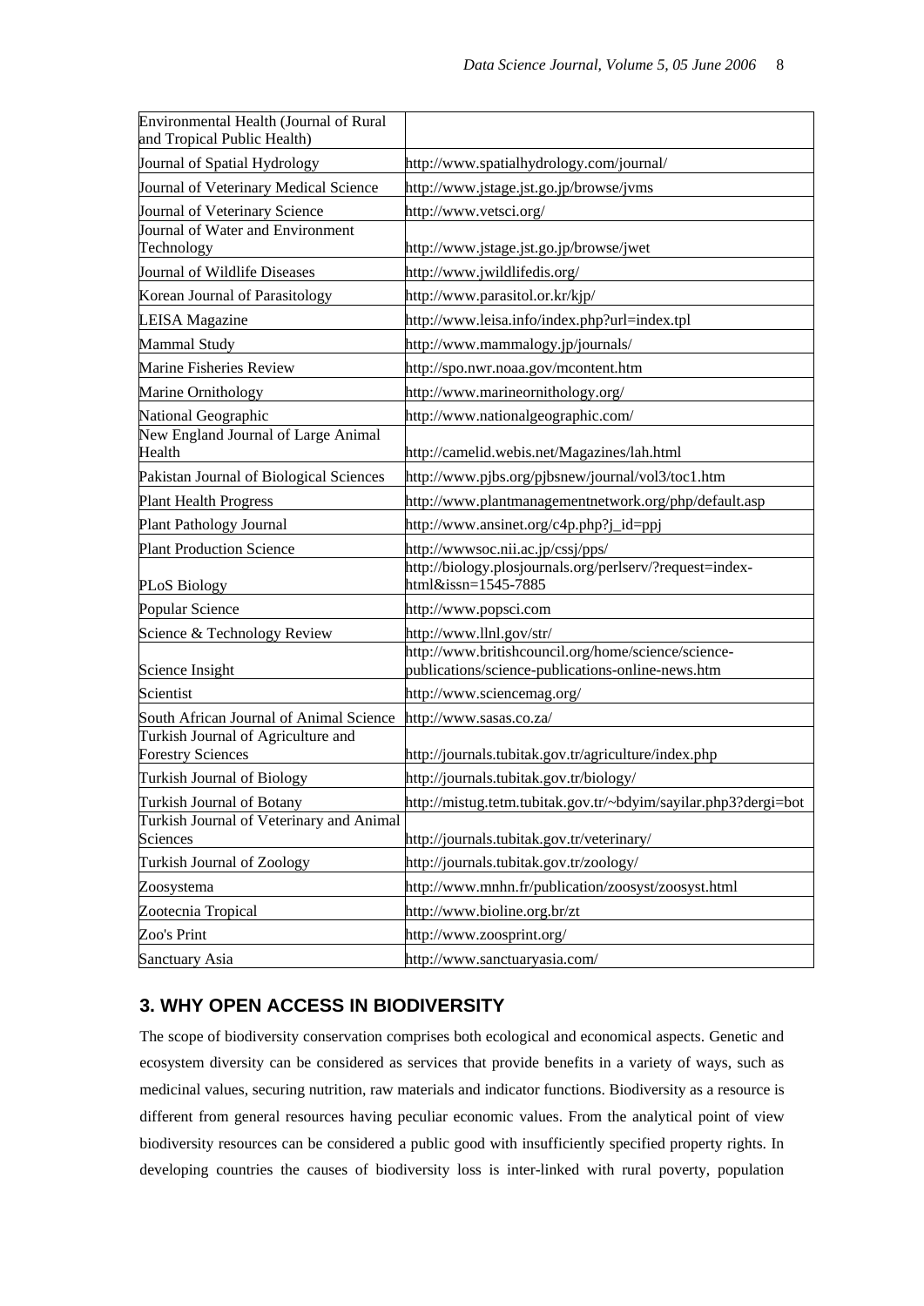| | |
|---|---|
| Environmental Health (Journal of Rural and Tropical Public Health) | |
| Journal of Spatial Hydrology | http://www.spatialhydrology.com/journal/ |
| Journal of Veterinary Medical Science | http://www.jstage.jst.go.jp/browse/jvms |
| Journal of Veterinary Science | http://www.vetsci.org/ |
| Journal of Water and Environment Technology | http://www.jstage.jst.go.jp/browse/jwet |
| Journal of Wildlife Diseases | http://www.jwildlifedis.org/ |
| Korean Journal of Parasitology | http://www.parasitol.or.kr/kjp/ |
| LEISA Magazine | http://www.leisa.info/index.php?url=index.tpl |
| Mammal Study | http://www.mammalogy.jp/journals/ |
| Marine Fisheries Review | http://spo.nwr.noaa.gov/mcontent.htm |
| Marine Ornithology | http://www.marineornithology.org/ |
| National Geographic | http://www.nationalgeographic.com/ |
| New England Journal of Large Animal Health | http://camelid.webis.net/Magazines/lah.html |
| Pakistan Journal of Biological Sciences | http://www.pjbs.org/pjbsnew/journal/vol3/toc1.htm |
| Plant Health Progress | http://www.plantmanagementnetwork.org/php/default.asp |
| Plant Pathology Journal | http://www.ansinet.org/c4p.php?j_id=ppj |
| Plant Production Science | http://wwwsoc.nii.ac.jp/cssj/pps/ |
| PLoS Biology | http://biology.plosjournals.org/perlserv/?request=index-html&issn=1545-7885 |
| Popular Science | http://www.popsci.com |
| Science & Technology Review | http://www.llnl.gov/str/ |
| Science Insight | http://www.britishcouncil.org/home/science/science-publications/science-publications-online-news.htm |
| Scientist | http://www.sciencemag.org/ |
| South African Journal of Animal Science | http://www.sasas.co.za/ |
| Turkish Journal of Agriculture and Forestry Sciences | http://journals.tubitak.gov.tr/agriculture/index.php |
| Turkish Journal of Biology | http://journals.tubitak.gov.tr/biology/ |
| Turkish Journal of Botany | http://mistug.tetm.tubitak.gov.tr/~bdyim/sayilar.php3?dergi=bot |
| Turkish Journal of Veterinary and Animal Sciences | http://journals.tubitak.gov.tr/veterinary/ |
| Turkish Journal of Zoology | http://journals.tubitak.gov.tr/zoology/ |
| Zoosystema | http://www.mnhn.fr/publication/zoosyst/zoosyst.html |
| Zootecnia Tropical | http://www.bioline.org.br/zt |
| Zoo's Print | http://www.zoosprint.org/ |
| Sanctuary Asia | http://www.sanctuaryasia.com/ |

## 3. WHY OPEN ACCESS IN BIODIVERSITY

The scope of biodiversity conservation comprises both ecological and economical aspects. Genetic and ecosystem diversity can be considered as services that provide benefits in a variety of ways, such as medicinal values, securing nutrition, raw materials and indicator functions. Biodiversity as a resource is different from general resources having peculiar economic values. From the analytical point of view biodiversity resources can be considered a public good with insufficiently specified property rights. In developing countries the causes of biodiversity loss is inter-linked with rural poverty, population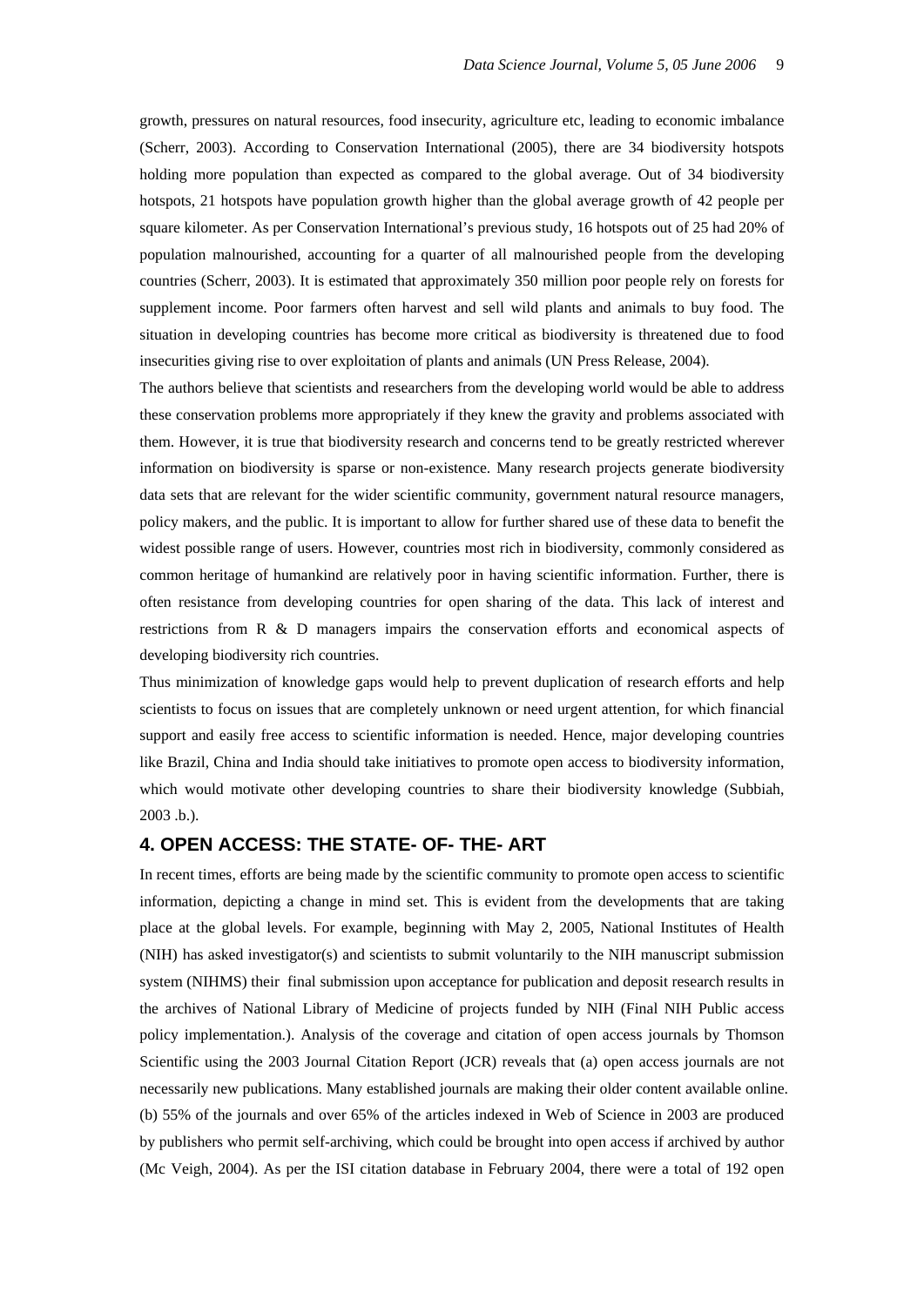growth, pressures on natural resources, food insecurity, agriculture etc, leading to economic imbalance (Scherr, 2003). According to Conservation International (2005), there are 34 biodiversity hotspots holding more population than expected as compared to the global average. Out of 34 biodiversity hotspots, 21 hotspots have population growth higher than the global average growth of 42 people per square kilometer. As per Conservation International's previous study, 16 hotspots out of 25 had 20% of population malnourished, accounting for a quarter of all malnourished people from the developing countries (Scherr, 2003). It is estimated that approximately 350 million poor people rely on forests for supplement income. Poor farmers often harvest and sell wild plants and animals to buy food. The situation in developing countries has become more critical as biodiversity is threatened due to food insecurities giving rise to over exploitation of plants and animals (UN Press Release, 2004).

The authors believe that scientists and researchers from the developing world would be able to address these conservation problems more appropriately if they knew the gravity and problems associated with them. However, it is true that biodiversity research and concerns tend to be greatly restricted wherever information on biodiversity is sparse or non-existence. Many research projects generate biodiversity data sets that are relevant for the wider scientific community, government natural resource managers, policy makers, and the public. It is important to allow for further shared use of these data to benefit the widest possible range of users. However, countries most rich in biodiversity, commonly considered as common heritage of humankind are relatively poor in having scientific information. Further, there is often resistance from developing countries for open sharing of the data. This lack of interest and restrictions from R & D managers impairs the conservation efforts and economical aspects of developing biodiversity rich countries.

Thus minimization of knowledge gaps would help to prevent duplication of research efforts and help scientists to focus on issues that are completely unknown or need urgent attention, for which financial support and easily free access to scientific information is needed. Hence, major developing countries like Brazil, China and India should take initiatives to promote open access to biodiversity information, which would motivate other developing countries to share their biodiversity knowledge (Subbiah, 2003 .b.).

## 4. OPEN ACCESS: THE STATE- OF- THE- ART

In recent times, efforts are being made by the scientific community to promote open access to scientific information, depicting a change in mind set. This is evident from the developments that are taking place at the global levels. For example, beginning with May 2, 2005, National Institutes of Health (NIH) has asked investigator(s) and scientists to submit voluntarily to the NIH manuscript submission system (NIHMS) their final submission upon acceptance for publication and deposit research results in the archives of National Library of Medicine of projects funded by NIH (Final NIH Public access policy implementation.). Analysis of the coverage and citation of open access journals by Thomson Scientific using the 2003 Journal Citation Report (JCR) reveals that (a) open access journals are not necessarily new publications. Many established journals are making their older content available online. (b) 55% of the journals and over 65% of the articles indexed in Web of Science in 2003 are produced by publishers who permit self-archiving, which could be brought into open access if archived by author (Mc Veigh, 2004). As per the ISI citation database in February 2004, there were a total of 192 open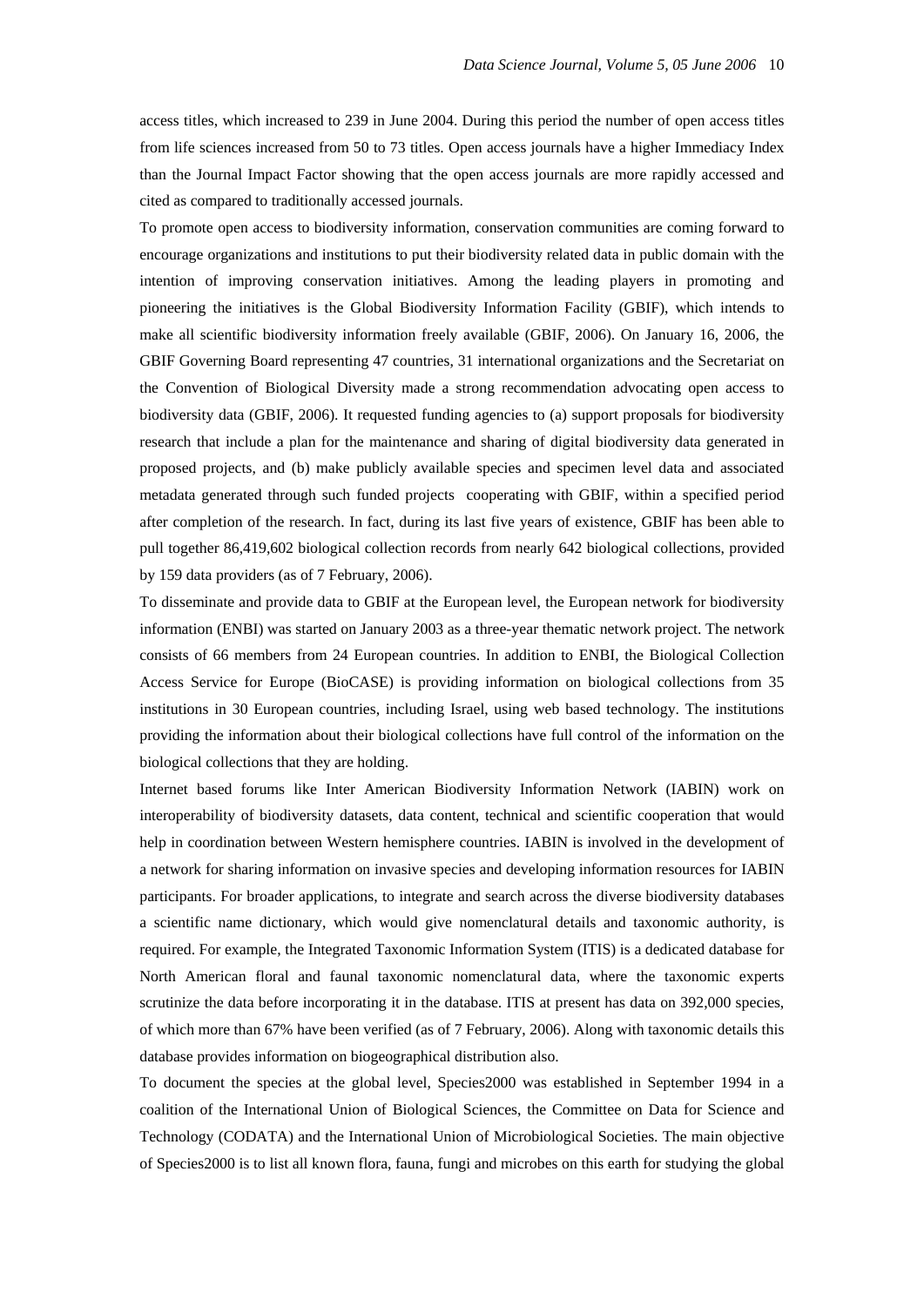access titles, which increased to 239 in June 2004. During this period the number of open access titles from life sciences increased from 50 to 73 titles. Open access journals have a higher Immediacy Index than the Journal Impact Factor showing that the open access journals are more rapidly accessed and cited as compared to traditionally accessed journals.

To promote open access to biodiversity information, conservation communities are coming forward to encourage organizations and institutions to put their biodiversity related data in public domain with the intention of improving conservation initiatives. Among the leading players in promoting and pioneering the initiatives is the Global Biodiversity Information Facility (GBIF), which intends to make all scientific biodiversity information freely available (GBIF, 2006). On January 16, 2006, the GBIF Governing Board representing 47 countries, 31 international organizations and the Secretariat on the Convention of Biological Diversity made a strong recommendation advocating open access to biodiversity data (GBIF, 2006). It requested funding agencies to (a) support proposals for biodiversity research that include a plan for the maintenance and sharing of digital biodiversity data generated in proposed projects, and (b) make publicly available species and specimen level data and associated metadata generated through such funded projects cooperating with GBIF, within a specified period after completion of the research. In fact, during its last five years of existence, GBIF has been able to pull together 86,419,602 biological collection records from nearly 642 biological collections, provided by 159 data providers (as of 7 February, 2006).

To disseminate and provide data to GBIF at the European level, the European network for biodiversity information (ENBI) was started on January 2003 as a three-year thematic network project. The network consists of 66 members from 24 European countries. In addition to ENBI, the Biological Collection Access Service for Europe (BioCASE) is providing information on biological collections from 35 institutions in 30 European countries, including Israel, using web based technology. The institutions providing the information about their biological collections have full control of the information on the biological collections that they are holding.

Internet based forums like Inter American Biodiversity Information Network (IABIN) work on interoperability of biodiversity datasets, data content, technical and scientific cooperation that would help in coordination between Western hemisphere countries. IABIN is involved in the development of a network for sharing information on invasive species and developing information resources for IABIN participants. For broader applications, to integrate and search across the diverse biodiversity databases a scientific name dictionary, which would give nomenclatural details and taxonomic authority, is required. For example, the Integrated Taxonomic Information System (ITIS) is a dedicated database for North American floral and faunal taxonomic nomenclatural data, where the taxonomic experts scrutinize the data before incorporating it in the database. ITIS at present has data on 392,000 species, of which more than 67% have been verified (as of 7 February, 2006). Along with taxonomic details this database provides information on biogeographical distribution also.

To document the species at the global level, Species2000 was established in September 1994 in a coalition of the International Union of Biological Sciences, the Committee on Data for Science and Technology (CODATA) and the International Union of Microbiological Societies. The main objective of Species2000 is to list all known flora, fauna, fungi and microbes on this earth for studying the global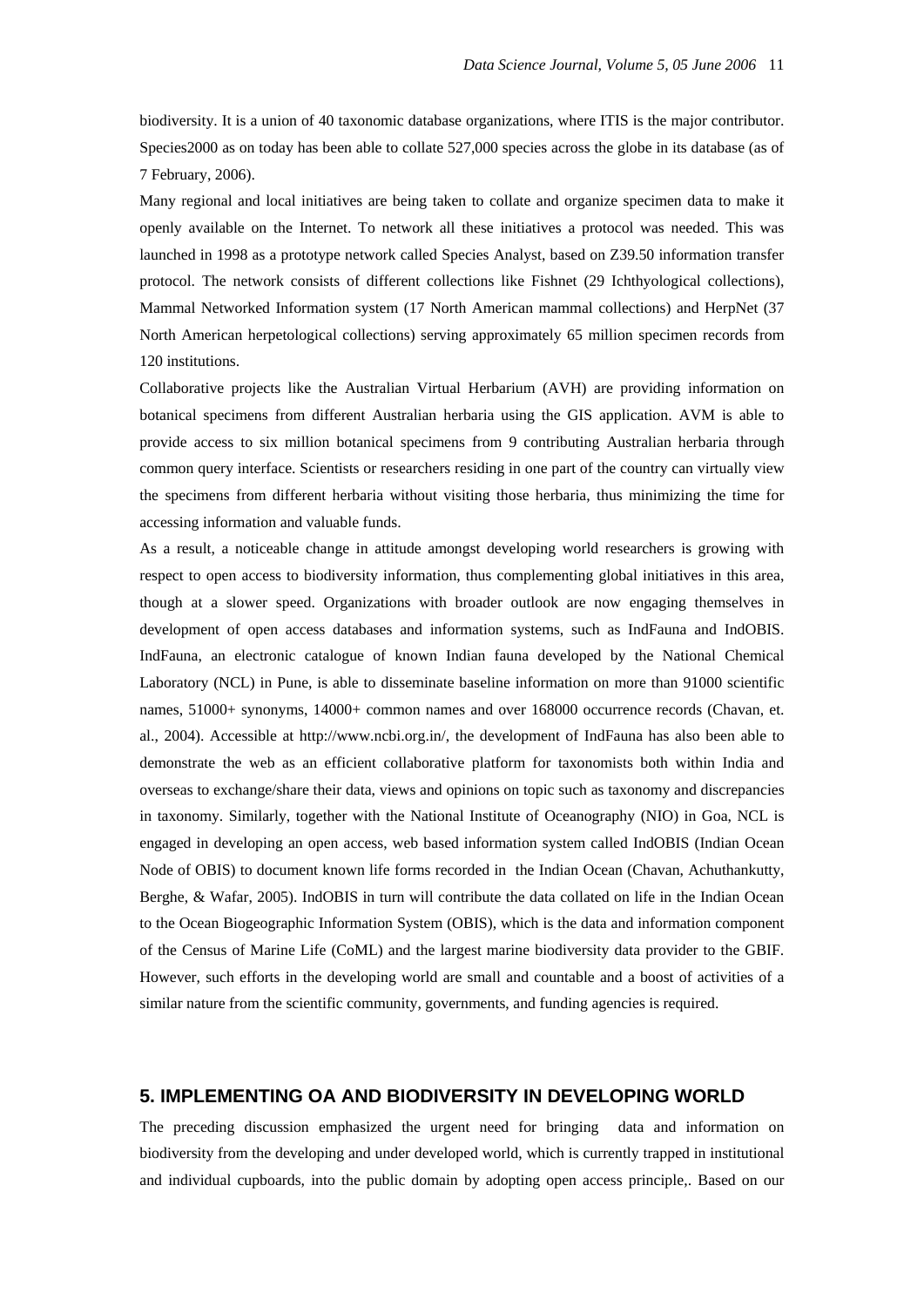biodiversity. It is a union of 40 taxonomic database organizations, where ITIS is the major contributor. Species2000 as on today has been able to collate 527,000 species across the globe in its database (as of 7 February, 2006).

Many regional and local initiatives are being taken to collate and organize specimen data to make it openly available on the Internet. To network all these initiatives a protocol was needed. This was launched in 1998 as a prototype network called Species Analyst, based on Z39.50 information transfer protocol. The network consists of different collections like Fishnet (29 Ichthyological collections), Mammal Networked Information system (17 North American mammal collections) and HerpNet (37 North American herpetological collections) serving approximately 65 million specimen records from 120 institutions.

Collaborative projects like the Australian Virtual Herbarium (AVH) are providing information on botanical specimens from different Australian herbaria using the GIS application. AVM is able to provide access to six million botanical specimens from 9 contributing Australian herbaria through common query interface. Scientists or researchers residing in one part of the country can virtually view the specimens from different herbaria without visiting those herbaria, thus minimizing the time for accessing information and valuable funds.

As a result, a noticeable change in attitude amongst developing world researchers is growing with respect to open access to biodiversity information, thus complementing global initiatives in this area, though at a slower speed. Organizations with broader outlook are now engaging themselves in development of open access databases and information systems, such as IndFauna and IndOBIS. IndFauna, an electronic catalogue of known Indian fauna developed by the National Chemical Laboratory (NCL) in Pune, is able to disseminate baseline information on more than 91000 scientific names, 51000+ synonyms, 14000+ common names and over 168000 occurrence records (Chavan, et. al., 2004). Accessible at http://www.ncbi.org.in/, the development of IndFauna has also been able to demonstrate the web as an efficient collaborative platform for taxonomists both within India and overseas to exchange/share their data, views and opinions on topic such as taxonomy and discrepancies in taxonomy. Similarly, together with the National Institute of Oceanography (NIO) in Goa, NCL is engaged in developing an open access, web based information system called IndOBIS (Indian Ocean Node of OBIS) to document known life forms recorded in the Indian Ocean (Chavan, Achuthankutty, Berghe, & Wafar, 2005). IndOBIS in turn will contribute the data collated on life in the Indian Ocean to the Ocean Biogeographic Information System (OBIS), which is the data and information component of the Census of Marine Life (CoML) and the largest marine biodiversity data provider to the GBIF. However, such efforts in the developing world are small and countable and a boost of activities of a similar nature from the scientific community, governments, and funding agencies is required.

## 5. IMPLEMENTING OA AND BIODIVERSITY IN DEVELOPING WORLD

The preceding discussion emphasized the urgent need for bringing data and information on biodiversity from the developing and under developed world, which is currently trapped in institutional and individual cupboards, into the public domain by adopting open access principle,. Based on our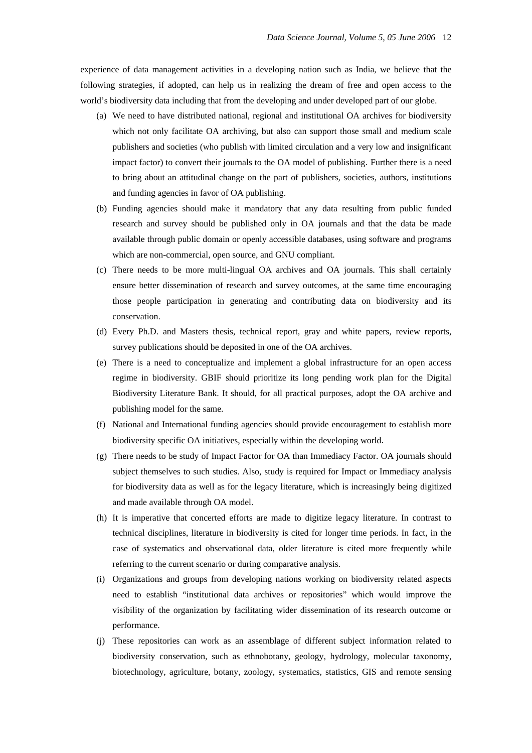experience of data management activities in a developing nation such as India, we believe that the following strategies, if adopted, can help us in realizing the dream of free and open access to the world's biodiversity data including that from the developing and under developed part of our globe.

(a) We need to have distributed national, regional and institutional OA archives for biodiversity which not only facilitate OA archiving, but also can support those small and medium scale publishers and societies (who publish with limited circulation and a very low and insignificant impact factor) to convert their journals to the OA model of publishing. Further there is a need to bring about an attitudinal change on the part of publishers, societies, authors, institutions and funding agencies in favor of OA publishing.

(b) Funding agencies should make it mandatory that any data resulting from public funded research and survey should be published only in OA journals and that the data be made available through public domain or openly accessible databases, using software and programs which are non-commercial, open source, and GNU compliant.

(c) There needs to be more multi-lingual OA archives and OA journals. This shall certainly ensure better dissemination of research and survey outcomes, at the same time encouraging those people participation in generating and contributing data on biodiversity and its conservation.

(d) Every Ph.D. and Masters thesis, technical report, gray and white papers, review reports, survey publications should be deposited in one of the OA archives.

(e) There is a need to conceptualize and implement a global infrastructure for an open access regime in biodiversity. GBIF should prioritize its long pending work plan for the Digital Biodiversity Literature Bank. It should, for all practical purposes, adopt the OA archive and publishing model for the same.

(f) National and International funding agencies should provide encouragement to establish more biodiversity specific OA initiatives, especially within the developing world.

(g) There needs to be study of Impact Factor for OA than Immediacy Factor. OA journals should subject themselves to such studies. Also, study is required for Impact or Immediacy analysis for biodiversity data as well as for the legacy literature, which is increasingly being digitized and made available through OA model.

(h) It is imperative that concerted efforts are made to digitize legacy literature. In contrast to technical disciplines, literature in biodiversity is cited for longer time periods. In fact, in the case of systematics and observational data, older literature is cited more frequently while referring to the current scenario or during comparative analysis.

(i) Organizations and groups from developing nations working on biodiversity related aspects need to establish "institutional data archives or repositories" which would improve the visibility of the organization by facilitating wider dissemination of its research outcome or performance.

(j) These repositories can work as an assemblage of different subject information related to biodiversity conservation, such as ethnobotany, geology, hydrology, molecular taxonomy, biotechnology, agriculture, botany, zoology, systematics, statistics, GIS and remote sensing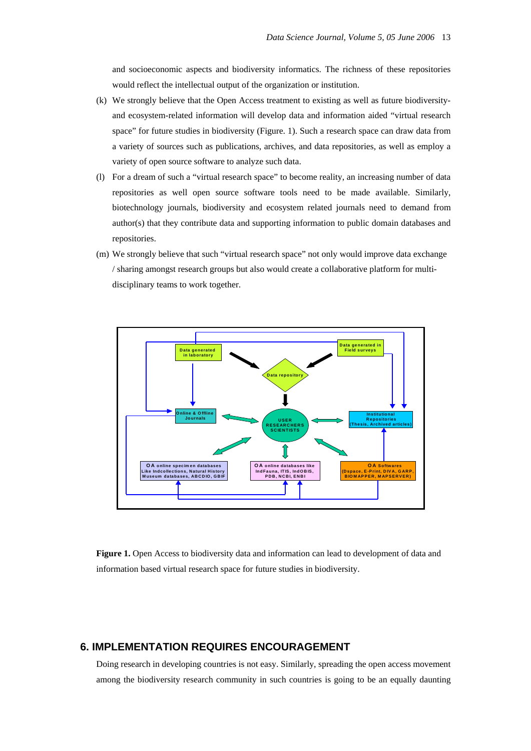and socioeconomic aspects and biodiversity informatics. The richness of these repositories would reflect the intellectual output of the organization or institution.

(k) We strongly believe that the Open Access treatment to existing as well as future biodiversity- and ecosystem-related information will develop data and information aided "virtual research space" for future studies in biodiversity (Figure. 1). Such a research space can draw data from a variety of sources such as publications, archives, and data repositories, as well as employ a variety of open source software to analyze such data.

(l) For a dream of such a "virtual research space" to become reality, an increasing number of data repositories as well open source software tools need to be made available. Similarly, biotechnology journals, biodiversity and ecosystem related journals need to demand from author(s) that they contribute data and supporting information to public domain databases and repositories.

(m) We strongly believe that such "virtual research space" not only would improve data exchange / sharing amongst research groups but also would create a collaborative platform for multi-disciplinary teams to work together.

Data generated in laboratory

Data generated in Field surveys

Data repository

Online & Offline Journals

USER RESEARCHERS SCIENTISTS

Institutional Repositories (Thesis, Archived articles)

OA online specimen databases Like Indcollections, Natural History Museum databases, ABCDIO, GBIF

OA online databases like IndFauna, ITIS, IndOBIS, PDB, NCBI, ENBI

OA Softwares (Dspace, E-Print, DIVA, GARP, BIOMAPPER, MAPSERVER)

**Figure 1.** Open Access to biodiversity data and information can lead to development of data and information based virtual research space for future studies in biodiversity.

## 6. IMPLEMENTATION REQUIRES ENCOURAGEMENT

Doing research in developing countries is not easy. Similarly, spreading the open access movement among the biodiversity research community in such countries is going to be an equally daunting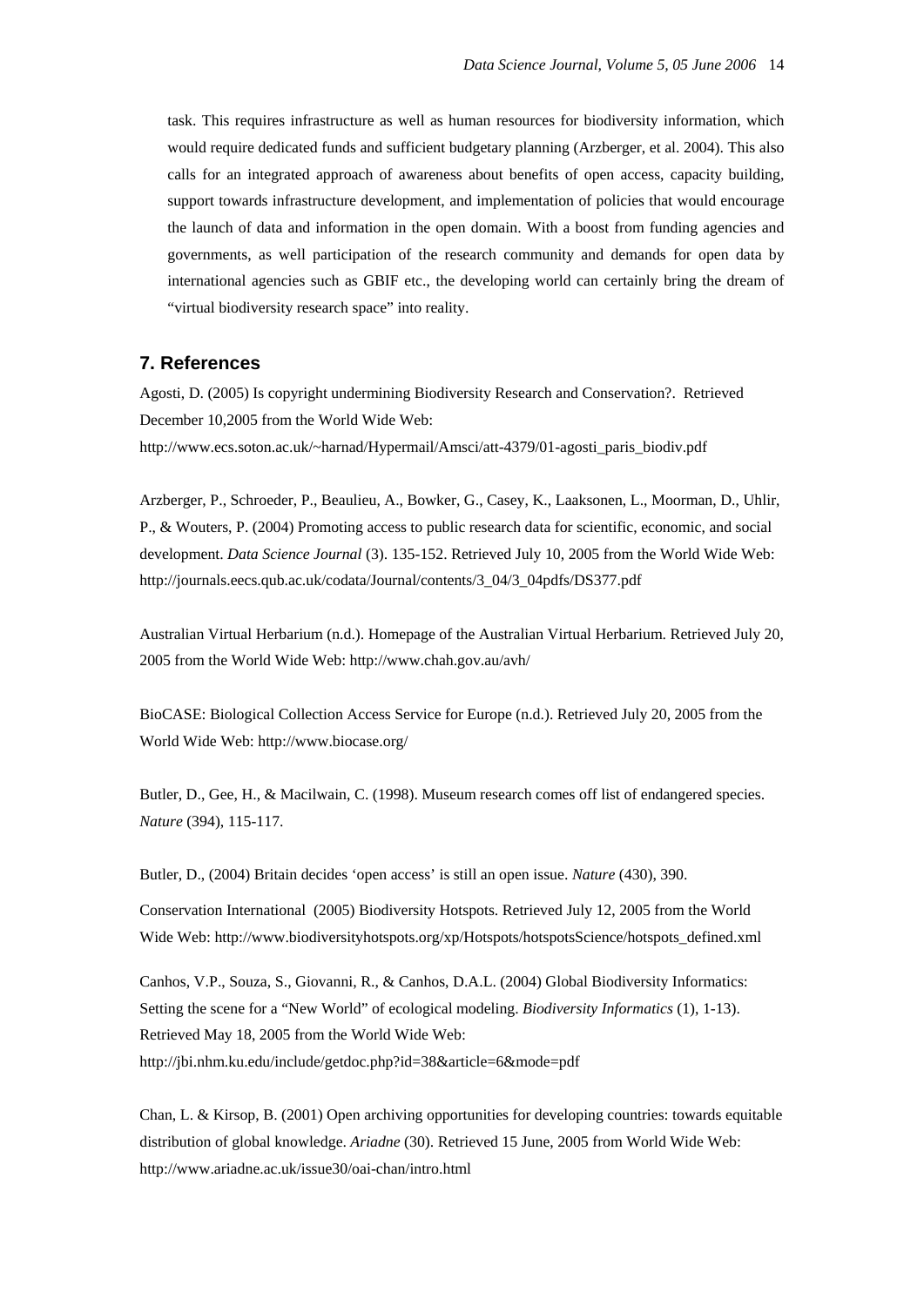task. This requires infrastructure as well as human resources for biodiversity information, which would require dedicated funds and sufficient budgetary planning (Arzberger, et al. 2004). This also calls for an integrated approach of awareness about benefits of open access, capacity building, support towards infrastructure development, and implementation of policies that would encourage the launch of data and information in the open domain. With a boost from funding agencies and governments, as well participation of the research community and demands for open data by international agencies such as GBIF etc., the developing world can certainly bring the dream of "virtual biodiversity research space" into reality.

## 7. References

Agosti, D. (2005) Is copyright undermining Biodiversity Research and Conservation?. Retrieved December 10,2005 from the World Wide Web: http://www.ecs.soton.ac.uk/~harnad/Hypermail/Amsci/att-4379/01-agosti_paris_biodiv.pdf

Arzberger, P., Schroeder, P., Beaulieu, A., Bowker, G., Casey, K., Laaksonen, L., Moorman, D., Uhlir, P., & Wouters, P. (2004) Promoting access to public research data for scientific, economic, and social development. *Data Science Journal* (3). 135-152. Retrieved July 10, 2005 from the World Wide Web: http://journals.eecs.qub.ac.uk/codata/Journal/contents/3_04/3_04pdfs/DS377.pdf

Australian Virtual Herbarium (n.d.). Homepage of the Australian Virtual Herbarium. Retrieved July 20, 2005 from the World Wide Web: http://www.chah.gov.au/avh/

BioCASE: Biological Collection Access Service for Europe (n.d.). Retrieved July 20, 2005 from the World Wide Web: http://www.biocase.org/

Butler, D., Gee, H., & Macilwain, C. (1998). Museum research comes off list of endangered species. *Nature* (394), 115-117.

Butler, D., (2004) Britain decides 'open access' is still an open issue. *Nature* (430), 390.

Conservation International (2005) Biodiversity Hotspots. Retrieved July 12, 2005 from the World Wide Web: http://www.biodiversityhotspots.org/xp/Hotspots/hotspotsScience/hotspots_defined.xml

Canhos, V.P., Souza, S., Giovanni, R., & Canhos, D.A.L. (2004) Global Biodiversity Informatics: Setting the scene for a "New World" of ecological modeling. *Biodiversity Informatics* (1), 1-13). Retrieved May 18, 2005 from the World Wide Web: http://jbi.nhm.ku.edu/include/getdoc.php?id=38&article=6&mode=pdf

Chan, L. & Kirsop, B. (2001) Open archiving opportunities for developing countries: towards equitable distribution of global knowledge. *Ariadne* (30). Retrieved 15 June, 2005 from World Wide Web: http://www.ariadne.ac.uk/issue30/oai-chan/intro.html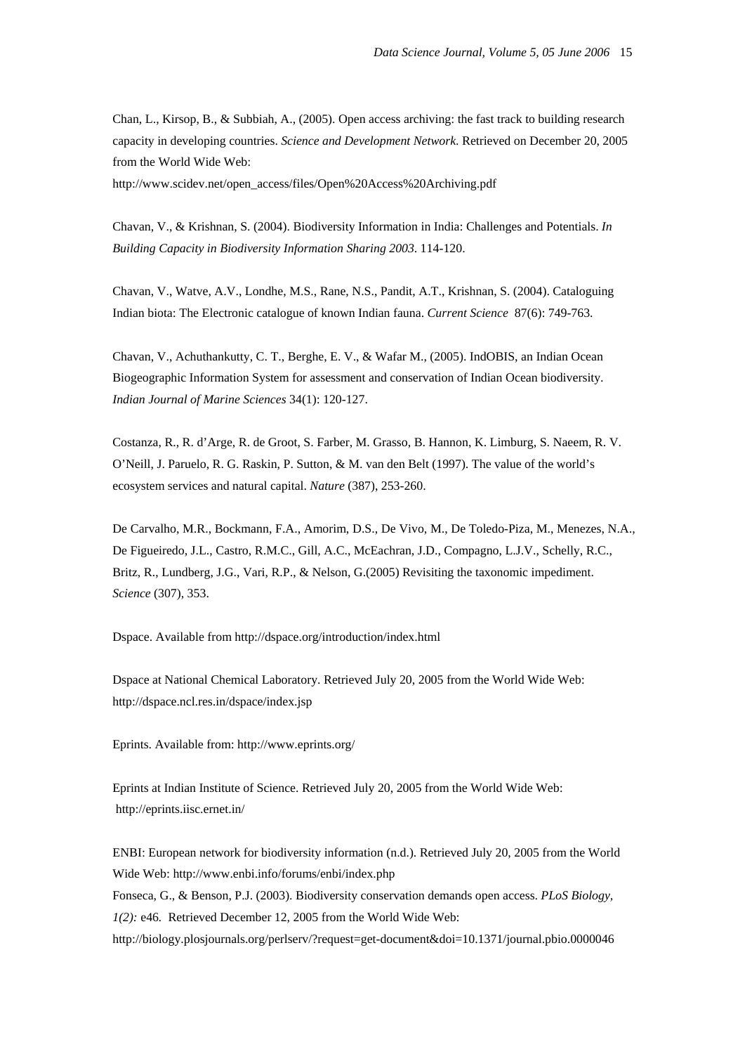Chan, L., Kirsop, B., & Subbiah, A., (2005). Open access archiving: the fast track to building research capacity in developing countries. *Science and Development Network.* Retrieved on December 20, 2005 from the World Wide Web:
http://www.scidev.net/open_access/files/Open%20Access%20Archiving.pdf

Chavan, V., & Krishnan, S. (2004). Biodiversity Information in India: Challenges and Potentials. *In Building Capacity in Biodiversity Information Sharing 2003*. 114-120.

Chavan, V., Watve, A.V., Londhe, M.S., Rane, N.S., Pandit, A.T., Krishnan, S. (2004). Cataloguing Indian biota: The Electronic catalogue of known Indian fauna. *Current Science* 87(6): 749-763.

Chavan, V., Achuthankutty, C. T., Berghe, E. V., & Wafar M., (2005). IndOBIS, an Indian Ocean Biogeographic Information System for assessment and conservation of Indian Ocean biodiversity. *Indian Journal of Marine Sciences* 34(1): 120-127.

Costanza, R., R. d'Arge, R. de Groot, S. Farber, M. Grasso, B. Hannon, K. Limburg, S. Naeem, R. V. O'Neill, J. Paruelo, R. G. Raskin, P. Sutton, & M. van den Belt (1997). The value of the world's ecosystem services and natural capital. *Nature* (387), 253-260.

De Carvalho, M.R., Bockmann, F.A., Amorim, D.S., De Vivo, M., De Toledo-Piza, M., Menezes, N.A., De Figueiredo, J.L., Castro, R.M.C., Gill, A.C., McEachran, J.D., Compagno, L.J.V., Schelly, R.C., Britz, R., Lundberg, J.G., Vari, R.P., & Nelson, G.(2005) Revisiting the taxonomic impediment. *Science* (307), 353.

Dspace. Available from http://dspace.org/introduction/index.html

Dspace at National Chemical Laboratory. Retrieved July 20, 2005 from the World Wide Web: http://dspace.ncl.res.in/dspace/index.jsp

Eprints. Available from: http://www.eprints.org/

Eprints at Indian Institute of Science. Retrieved July 20, 2005 from the World Wide Web: http://eprints.iisc.ernet.in/

ENBI: European network for biodiversity information (n.d.). Retrieved July 20, 2005 from the World Wide Web: http://www.enbi.info/forums/enbi/index.php

Fonseca, G., & Benson, P.J. (2003). Biodiversity conservation demands open access. *PLoS Biology, 1(2):* e46. Retrieved December 12, 2005 from the World Wide Web:
http://biology.plosjournals.org/perlserv/?request=get-document&doi=10.1371/journal.pbio.0000046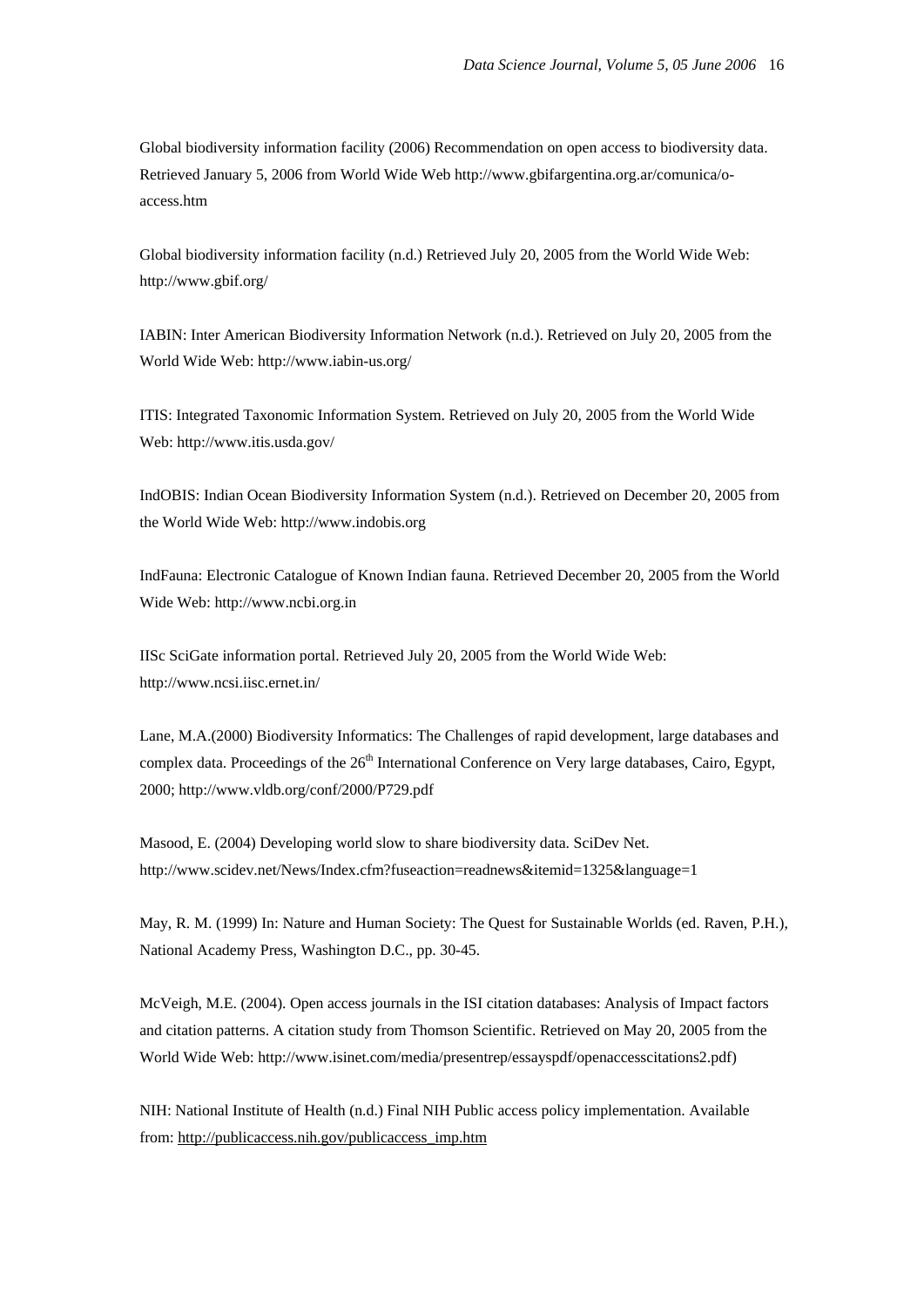Global biodiversity information facility (2006) Recommendation on open access to biodiversity data. Retrieved January 5, 2006 from World Wide Web http://www.gbifargentina.org.ar/comunica/o-access.htm

Global biodiversity information facility (n.d.) Retrieved July 20, 2005 from the World Wide Web: http://www.gbif.org/

IABIN: Inter American Biodiversity Information Network (n.d.). Retrieved on July 20, 2005 from the World Wide Web: http://www.iabin-us.org/

ITIS: Integrated Taxonomic Information System. Retrieved on July 20, 2005 from the World Wide Web: http://www.itis.usda.gov/

IndOBIS: Indian Ocean Biodiversity Information System (n.d.). Retrieved on December 20, 2005 from the World Wide Web: http://www.indobis.org

IndFauna: Electronic Catalogue of Known Indian fauna. Retrieved December 20, 2005 from the World Wide Web: http://www.ncbi.org.in

IISc SciGate information portal. Retrieved July 20, 2005 from the World Wide Web: http://www.ncsi.iisc.ernet.in/

Lane, M.A.(2000) Biodiversity Informatics: The Challenges of rapid development, large databases and complex data. Proceedings of the 26th International Conference on Very large databases, Cairo, Egypt, 2000; http://www.vldb.org/conf/2000/P729.pdf

Masood, E. (2004) Developing world slow to share biodiversity data. SciDev Net. http://www.scidev.net/News/Index.cfm?fuseaction=readnews&itemid=1325&language=1

May, R. M. (1999) In: Nature and Human Society: The Quest for Sustainable Worlds (ed. Raven, P.H.), National Academy Press, Washington D.C., pp. 30-45.

McVeigh, M.E. (2004). Open access journals in the ISI citation databases: Analysis of Impact factors and citation patterns. A citation study from Thomson Scientific. Retrieved on May 20, 2005 from the World Wide Web: http://www.isinet.com/media/presentrep/essayspdf/openaccesscitations2.pdf)

NIH: National Institute of Health (n.d.) Final NIH Public access policy implementation. Available from: http://publicaccess.nih.gov/publicaccess_imp.htm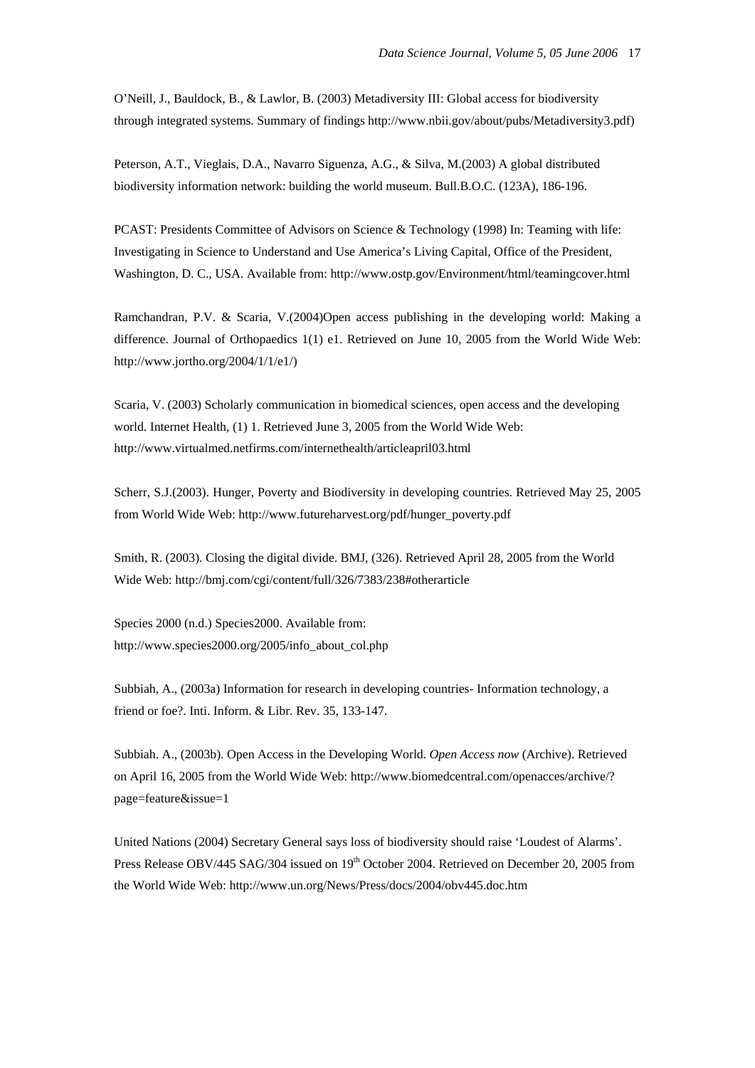O'Neill, J., Bauldock, B., & Lawlor, B. (2003) Metadiversity III: Global access for biodiversity through integrated systems. Summary of findings http://www.nbii.gov/about/pubs/Metadiversity3.pdf)

Peterson, A.T., Vieglais, D.A., Navarro Siguenza, A.G., & Silva, M.(2003) A global distributed biodiversity information network: building the world museum. Bull.B.O.C. (123A), 186-196.

PCAST: Presidents Committee of Advisors on Science & Technology (1998) In: Teaming with life: Investigating in Science to Understand and Use America's Living Capital, Office of the President, Washington, D. C., USA. Available from: http://www.ostp.gov/Environment/html/teamingcover.html

Ramchandran, P.V. & Scaria, V.(2004)Open access publishing in the developing world: Making a difference. Journal of Orthopaedics 1(1) e1. Retrieved on June 10, 2005 from the World Wide Web: http://www.jortho.org/2004/1/1/e1/)

Scaria, V. (2003) Scholarly communication in biomedical sciences, open access and the developing world. Internet Health, (1) 1. Retrieved June 3, 2005 from the World Wide Web: http://www.virtualmed.netfirms.com/internethealth/articleapril03.html

Scherr, S.J.(2003). Hunger, Poverty and Biodiversity in developing countries. Retrieved May 25, 2005 from World Wide Web: http://www.futureharvest.org/pdf/hunger_poverty.pdf

Smith, R. (2003). Closing the digital divide. BMJ, (326). Retrieved April 28, 2005 from the World Wide Web: http://bmj.com/cgi/content/full/326/7383/238#otherarticle

Species 2000 (n.d.) Species2000. Available from: http://www.species2000.org/2005/info_about_col.php

Subbiah, A., (2003a) Information for research in developing countries- Information technology, a friend or foe?. Inti. Inform. & Libr. Rev. 35, 133-147.

Subbiah. A., (2003b). Open Access in the Developing World. *Open Access now* (Archive). Retrieved on April 16, 2005 from the World Wide Web: http://www.biomedcentral.com/openacces/archive/?page=feature&issue=1

United Nations (2004) Secretary General says loss of biodiversity should raise 'Loudest of Alarms'. Press Release OBV/445 SAG/304 issued on 19th October 2004. Retrieved on December 20, 2005 from the World Wide Web: http://www.un.org/News/Press/docs/2004/obv445.doc.htm